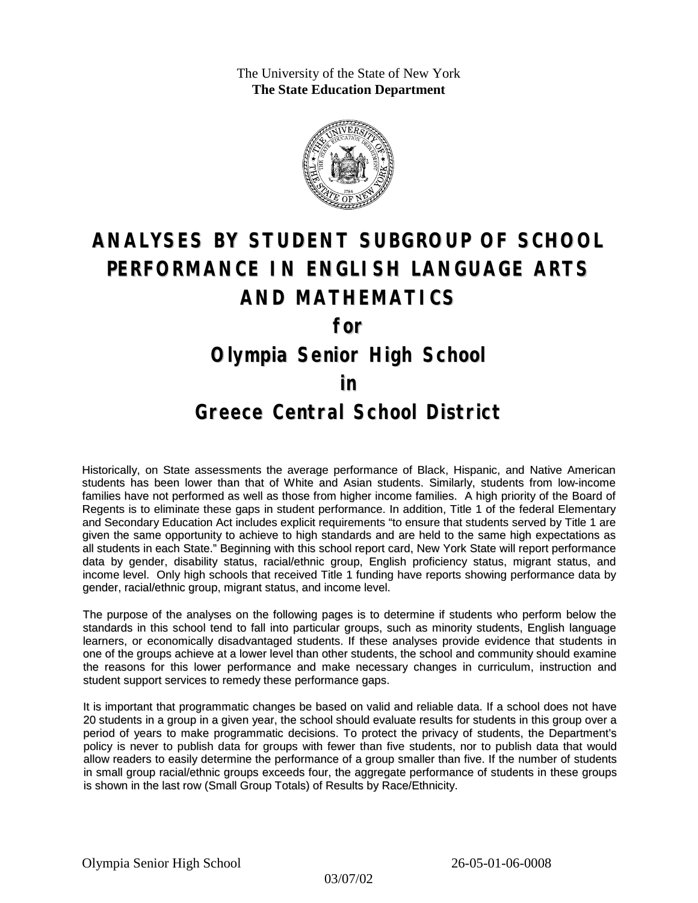The University of the State of New York
**The State Education Department**

# ANALYSES BY STUDENT SUBGROUP OF SCHOOL PERFORMANCE IN ENGLISH LANGUAGE ARTS AND MATHEMATICS

## for

## Olympia Senior High School

## in

## Greece Central School District

Historically, on State assessments the average performance of Black, Hispanic, and Native American students has been lower than that of White and Asian students. Similarly, students from low-income families have not performed as well as those from higher income families. A high priority of the Board of Regents is to eliminate these gaps in student performance. In addition, Title 1 of the federal Elementary and Secondary Education Act includes explicit requirements "to ensure that students served by Title 1 are given the same opportunity to achieve to high standards and are held to the same high expectations as all students in each State." Beginning with this school report card, New York State will report performance data by gender, disability status, racial/ethnic group, English proficiency status, migrant status, and income level. Only high schools that received Title 1 funding have reports showing performance data by gender, racial/ethnic group, migrant status, and income level.

The purpose of the analyses on the following pages is to determine if students who perform below the standards in this school tend to fall into particular groups, such as minority students, English language learners, or economically disadvantaged students. If these analyses provide evidence that students in one of the groups achieve at a lower level than other students, the school and community should examine the reasons for this lower performance and make necessary changes in curriculum, instruction and student support services to remedy these performance gaps.

It is important that programmatic changes be based on valid and reliable data. If a school does not have 20 students in a group in a given year, the school should evaluate results for students in this group over a period of years to make programmatic decisions. To protect the privacy of students, the Department's policy is never to publish data for groups with fewer than five students, nor to publish data that would allow readers to easily determine the performance of a group smaller than five. If the number of students in small group racial/ethnic groups exceeds four, the aggregate performance of students in these groups is shown in the last row (Small Group Totals) of Results by Race/Ethnicity.

Olympia Senior High School 26-05-01-06-0008

03/07/02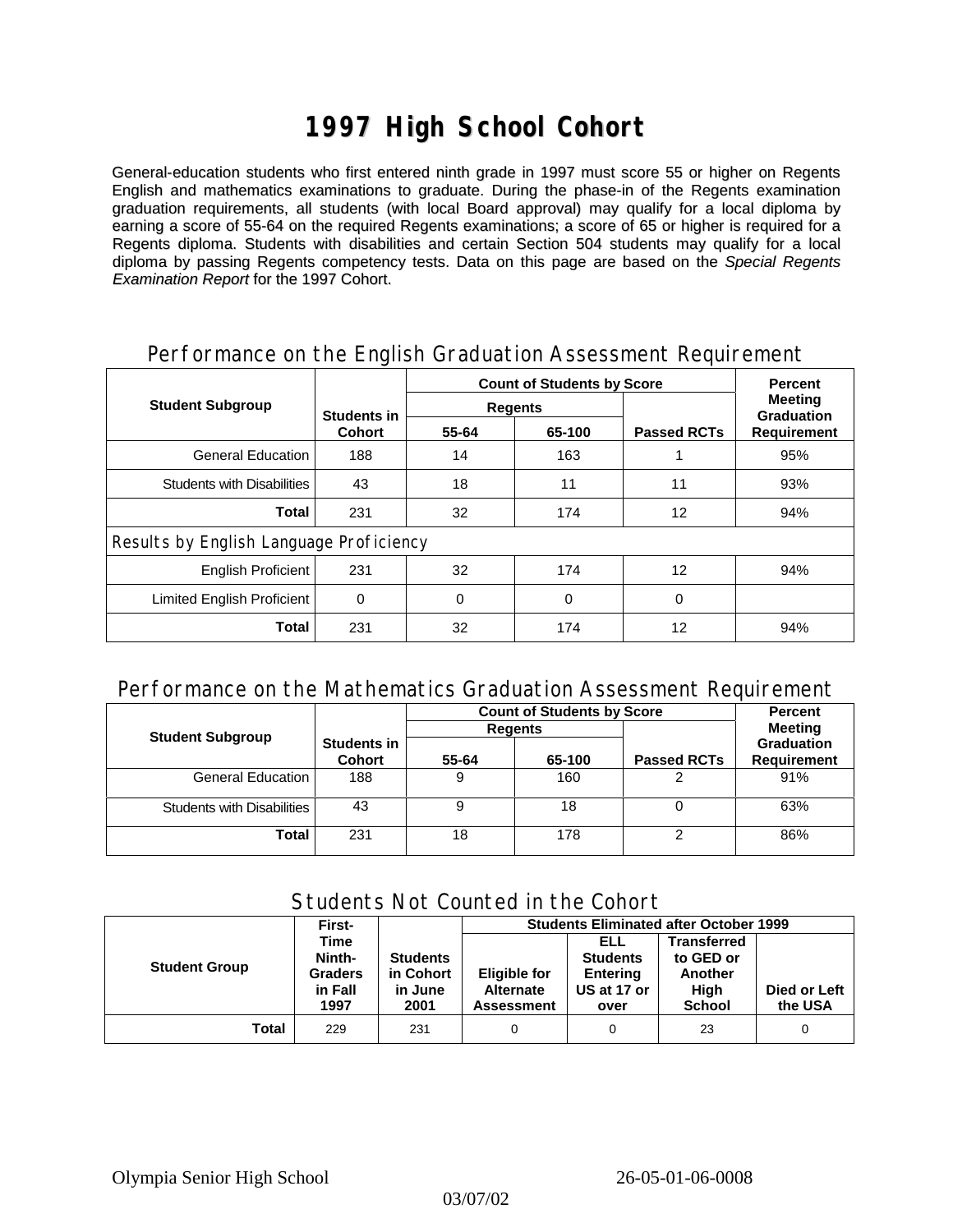# 1997 High School Cohort

General-education students who first entered ninth grade in 1997 must score 55 or higher on Regents English and mathematics examinations to graduate. During the phase-in of the Regents examination graduation requirements, all students (with local Board approval) may qualify for a local diploma by earning a score of 55-64 on the required Regents examinations; a score of 65 or higher is required for a Regents diploma. Students with disabilities and certain Section 504 students may qualify for a local diploma by passing Regents competency tests. Data on this page are based on the *Special Regents Examination Report* for the 1997 Cohort.

## Performance on the English Graduation Assessment Requirement

| Student Subgroup | Students in Cohort | Count of Students by Score | | | Percent Meeting Graduation Requirement |
|---|---|---|---|---|---|
| | | Regents 55-64 | Regents 65-100 | Passed RCTs | |
| General Education | 188 | 14 | 163 | 1 | 95% |
| Students with Disabilities | 43 | 18 | 11 | 11 | 93% |
| **Total** | 231 | 32 | 174 | 12 | 94% |
| Results by English Language Proficiency | | | | | |
| English Proficient | 231 | 32 | 174 | 12 | 94% |
| Limited English Proficient | 0 | 0 | 0 | 0 | |
| **Total** | 231 | 32 | 174 | 12 | 94% |

## Performance on the Mathematics Graduation Assessment Requirement

| Student Subgroup | Students in Cohort | Count of Students by Score | | | Percent Meeting Graduation Requirement |
|---|---|---|---|---|---|
| | | Regents 55-64 | Regents 65-100 | Passed RCTs | |
| General Education | 188 | 9 | 160 | 2 | 91% |
| Students with Disabilities | 43 | 9 | 18 | 0 | 63% |
| **Total** | 231 | 18 | 178 | 2 | 86% |

## Students Not Counted in the Cohort

| Student Group | First-Time Ninth-Graders in Fall 1997 | Students in Cohort in June 2001 | Students Eliminated after October 1999 | | | |
|---|---|---|---|---|---|---|
| | | | Eligible for Alternate Assessment | ELL Students Entering US at 17 or over | Transferred to GED or Another High School | Died or Left the USA |
| **Total** | 229 | 231 | 0 | 0 | 23 | 0 |

Olympia Senior High School 26-05-01-06-0008

03/07/02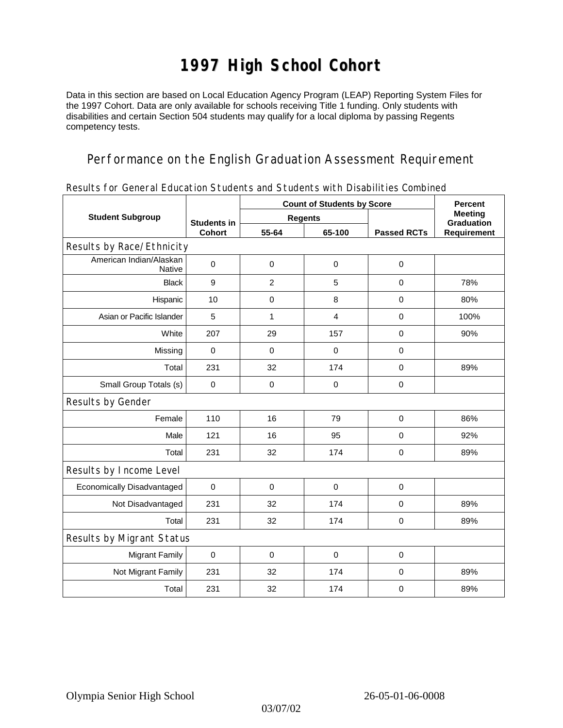# 1997 High School Cohort

Data in this section are based on Local Education Agency Program (LEAP) Reporting System Files for the 1997 Cohort. Data are only available for schools receiving Title 1 funding. Only students with disabilities and certain Section 504 students may qualify for a local diploma by passing Regents competency tests.

## Performance on the English Graduation Assessment Requirement

### Results for General Education Students and Students with Disabilities Combined

| Student Subgroup | Students in Cohort | Count of Students by Score | | | Percent Meeting Graduation Requirement |
|---|---|---|---|---|---|
| | | Regents | | | |
| | | 55-64 | 65-100 | Passed RCTs | |
| **Results by Race/Ethnicity** | | | | | |
| American Indian/Alaskan Native | 0 | 0 | 0 | 0 | |
| Black | 9 | 2 | 5 | 0 | 78% |
| Hispanic | 10 | 0 | 8 | 0 | 80% |
| Asian or Pacific Islander | 5 | 1 | 4 | 0 | 100% |
| White | 207 | 29 | 157 | 0 | 90% |
| Missing | 0 | 0 | 0 | 0 | |
| Total | 231 | 32 | 174 | 0 | 89% |
| Small Group Totals (s) | 0 | 0 | 0 | 0 | |
| **Results by Gender** | | | | | |
| Female | 110 | 16 | 79 | 0 | 86% |
| Male | 121 | 16 | 95 | 0 | 92% |
| Total | 231 | 32 | 174 | 0 | 89% |
| **Results by Income Level** | | | | | |
| Economically Disadvantaged | 0 | 0 | 0 | 0 | |
| Not Disadvantaged | 231 | 32 | 174 | 0 | 89% |
| Total | 231 | 32 | 174 | 0 | 89% |
| **Results by Migrant Status** | | | | | |
| Migrant Family | 0 | 0 | 0 | 0 | |
| Not Migrant Family | 231 | 32 | 174 | 0 | 89% |
| Total | 231 | 32 | 174 | 0 | 89% |

Olympia Senior High School 26-05-01-06-0008

03/07/02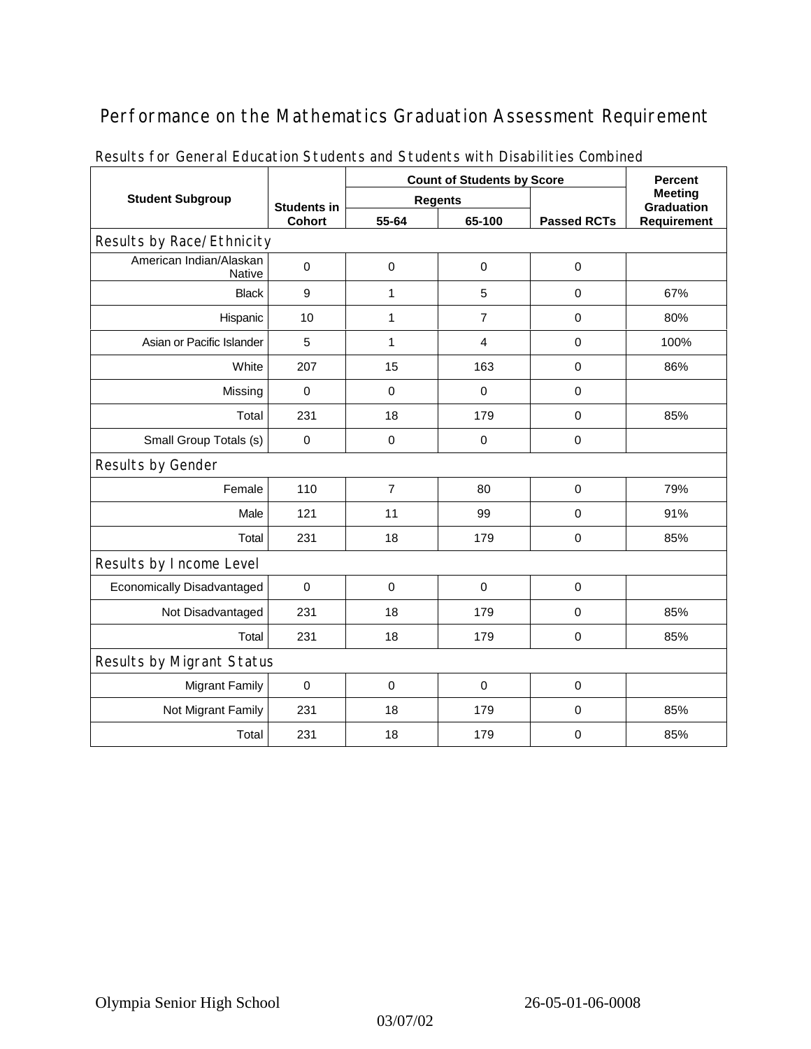# Performance on the Mathematics Graduation Assessment Requirement

## Results for General Education Students and Students with Disabilities Combined

| Student Subgroup | Students in Cohort | Count of Students by Score | | | Percent Meeting Graduation Requirement |
|---|---|---|---|---|---|
| | | Regents | | | |
| | | 55-64 | 65-100 | Passed RCTs | |
| **Results by Race/Ethnicity** | | | | | |
| American Indian/Alaskan Native | 0 | 0 | 0 | 0 | |
| Black | 9 | 1 | 5 | 0 | 67% |
| Hispanic | 10 | 1 | 7 | 0 | 80% |
| Asian or Pacific Islander | 5 | 1 | 4 | 0 | 100% |
| White | 207 | 15 | 163 | 0 | 86% |
| Missing | 0 | 0 | 0 | 0 | |
| Total | 231 | 18 | 179 | 0 | 85% |
| Small Group Totals (s) | 0 | 0 | 0 | 0 | |
| **Results by Gender** | | | | | |
| Female | 110 | 7 | 80 | 0 | 79% |
| Male | 121 | 11 | 99 | 0 | 91% |
| Total | 231 | 18 | 179 | 0 | 85% |
| **Results by Income Level** | | | | | |
| Economically Disadvantaged | 0 | 0 | 0 | 0 | |
| Not Disadvantaged | 231 | 18 | 179 | 0 | 85% |
| Total | 231 | 18 | 179 | 0 | 85% |
| **Results by Migrant Status** | | | | | |
| Migrant Family | 0 | 0 | 0 | 0 | |
| Not Migrant Family | 231 | 18 | 179 | 0 | 85% |
| Total | 231 | 18 | 179 | 0 | 85% |

Olympia Senior High School 26-05-01-06-0008

03/07/02